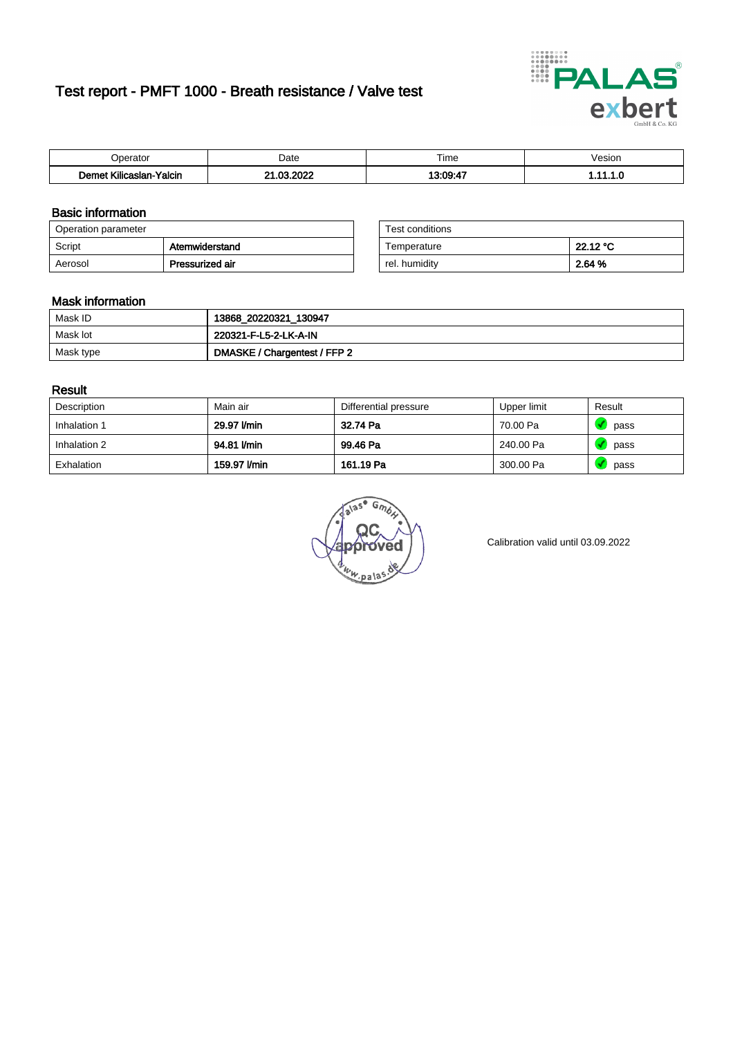# Test report - PMFT 1000 - Breath resistance / Valve test

| Operator | Date | Time | Vesion |
|---|---|---|---|
| **Demet Kilicaslan-Yalcin** | **21.03.2022** | **13:09:47** | **1.11.1.0** |

## Basic information

| Operation parameter | |
|---|---|
| Script | **Atemwiderstand** |
| Aerosol | **Pressurized air** |

| Test conditions | |
|---|---|
| Temperature | **22.12 °C** |
| rel. humidity | **2.64 %** |

## Mask information

| | |
|---|---|
| Mask ID | **13868_20220321_130947** |
| Mask lot | **220321-F-L5-2-LK-A-IN** |
| Mask type | **DMASKE / Chargentest / FFP 2** |

## Result

| Description | Main air | Differential pressure | Upper limit | Result |
|---|---|---|---|---|
| Inhalation 1 | **29.97 l/min** | **32.74 Pa** | 70.00 Pa | pass |
| Inhalation 2 | **94.81 l/min** | **99.46 Pa** | 240.00 Pa | pass |
| Exhalation | **159.97 l/min** | **161.19 Pa** | 300.00 Pa | pass |

Calibration valid until 03.09.2022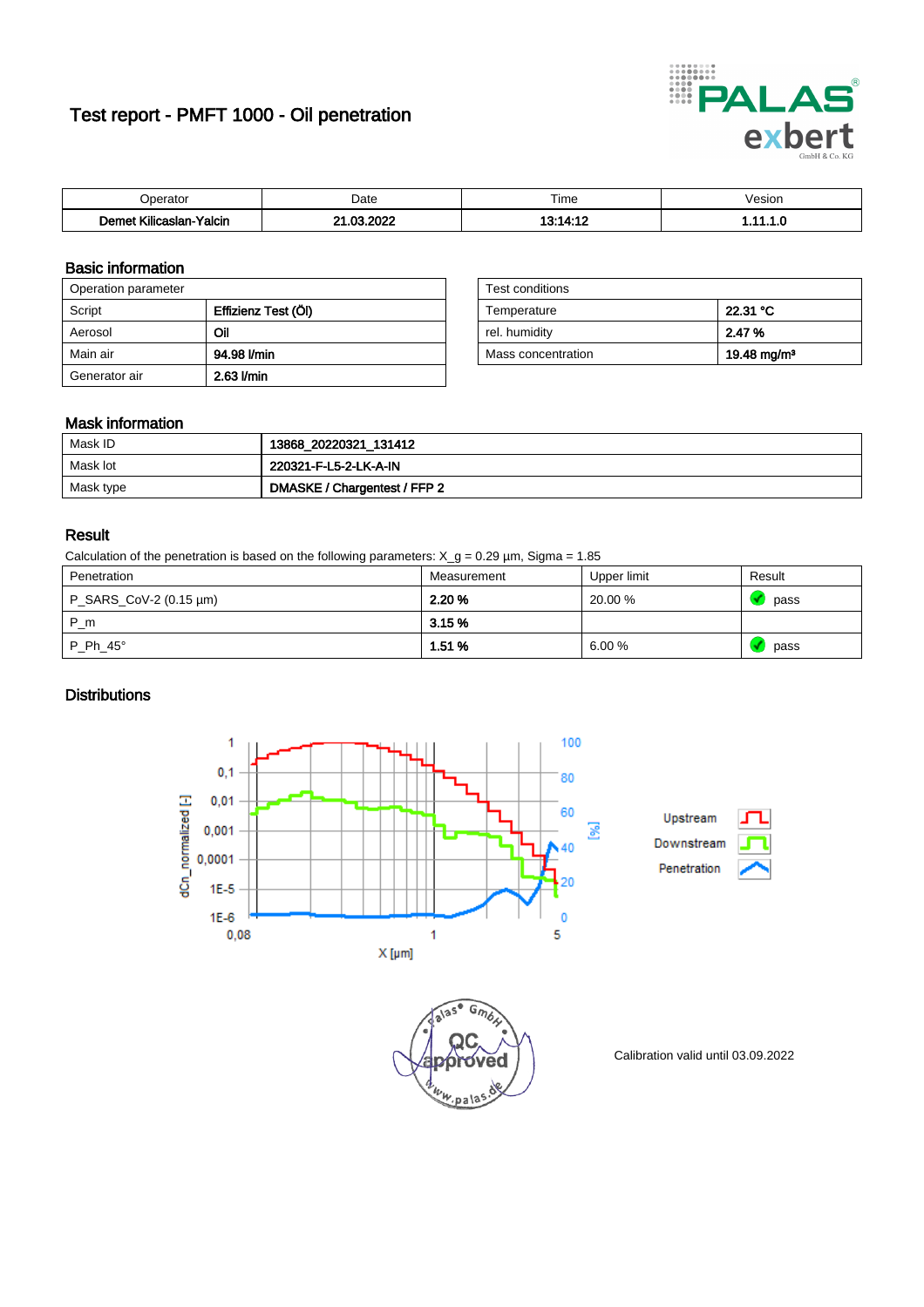# Test report - PMFT 1000 - Oil penetration

PALAS exbert GmbH & Co. KG

| Operator | Date | Time | Vesion |
|---|---|---|---|
| **Demet Kilicaslan-Yalcin** | **21.03.2022** | **13:14:12** | **1.11.1.0** |

## Basic information

| Operation parameter | |
|---|---|
| Script | **Effizienz Test (Öl)** |
| Aerosol | **Oil** |
| Main air | **94.98 l/min** |
| Generator air | **2.63 l/min** |

| Test conditions | |
|---|---|
| Temperature | **22.31 °C** |
| rel. humidity | **2.47 %** |
| Mass concentration | **19.48 mg/m³** |

## Mask information

| | |
|---|---|
| Mask ID | **13868_20220321_131412** |
| Mask lot | **220321-F-L5-2-LK-A-IN** |
| Mask type | **DMASKE / Chargentest / FFP 2** |

## Result

Calculation of the penetration is based on the following parameters: X_g = 0.29 µm, Sigma = 1.85

| Penetration | Measurement | Upper limit | Result |
|---|---|---|---|
| P_SARS_CoV-2 (0.15 µm) | **2.20 %** | 20.00 % | pass |
| P_m | **3.15 %** | | |
| P_Ph_45° | **1.51 %** | 6.00 % | pass |

## Distributions

dCn_normalized [-]
1
0,1
0,01
0,001
0,0001
1E-5
1E-6
0,08
1
5
X [µm]
[%]
100
80
60
40
20
0

Upstream
Downstream
Penetration

Palas® GmbH QC approved www.palas.de

Calibration valid until 03.09.2022